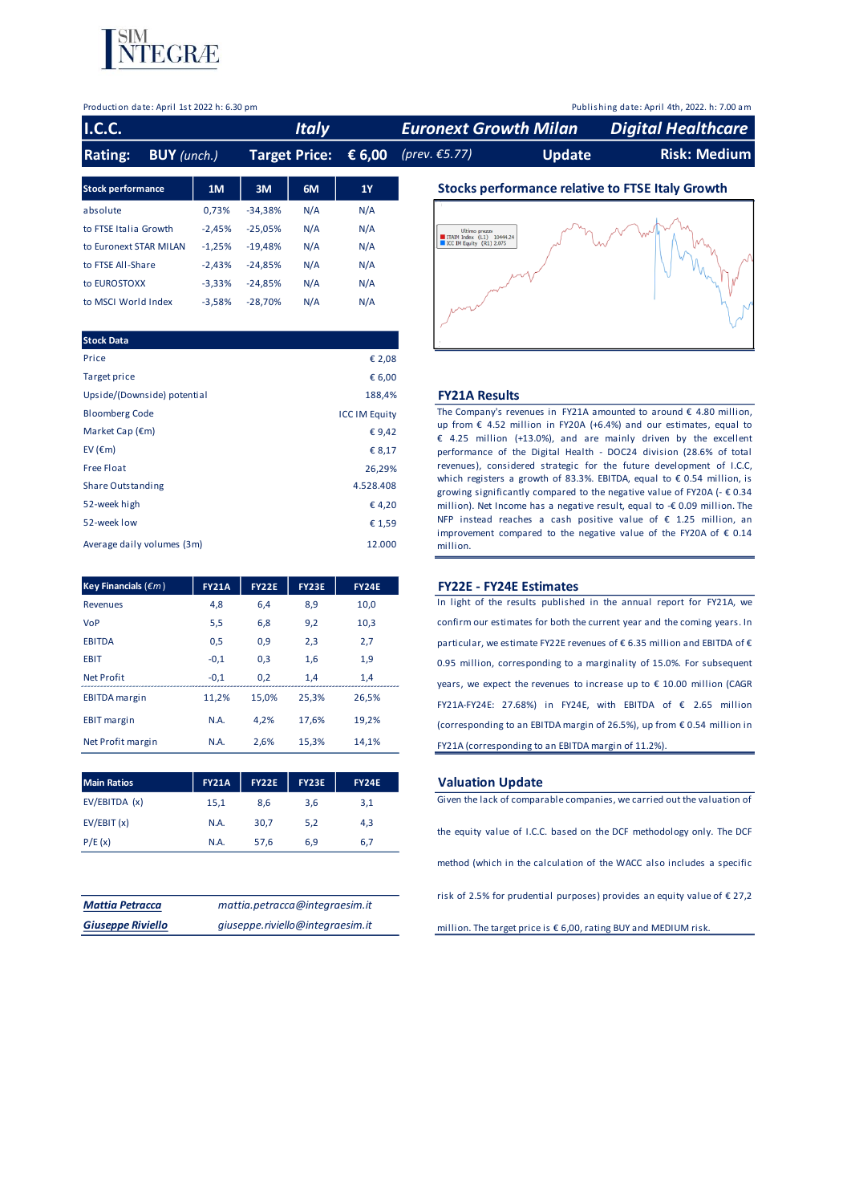SIM INTEGRÆ

Production date: April 1st 2022 h: 6.30 pm

Publishing date: April 4th, 2022. h: 7.00 am

| I.C.C. | Italy | Euronext Growth Milan | Digital Healthcare |
|---|---|---|---|
| Rating: BUY *(unch.)* | Target Price: € 6,00 | *(prev. €5.77)* Update | Risk: Medium |

| Stock performance | 1M | 3M | 6M | 1Y |
|---|---|---|---|---|
| absolute | 0,73% | -34,38% | N/A | N/A |
| to FTSE Italia Growth | -2,45% | -25,05% | N/A | N/A |
| to Euronext STAR MILAN | -1,25% | -19,48% | N/A | N/A |
| to FTSE All-Share | -2,43% | -24,85% | N/A | N/A |
| to EUROSTOXX | -3,33% | -24,85% | N/A | N/A |
| to MSCI World Index | -3,58% | -28,70% | N/A | N/A |

## Stocks performance relative to FTSE Italy Growth

| Stock Data | |
|---|---|
| Price | € 2,08 |
| Target price | € 6,00 |
| Upside/(Downside) potential | 188,4% |
| Bloomberg Code | ICC IM Equity |
| Market Cap (€m) | € 9,42 |
| EV (€m) | € 8,17 |
| Free Float | 26,29% |
| Share Outstanding | 4.528.408 |
| 52-week high | € 4,20 |
| 52-week low | € 1,59 |
| Average daily volumes (3m) | 12.000 |

| Key Financials (€m) | FY21A | FY22E | FY23E | FY24E |
|---|---|---|---|---|
| Revenues | 4,8 | 6,4 | 8,9 | 10,0 |
| VoP | 5,5 | 6,8 | 9,2 | 10,3 |
| EBITDA | 0,5 | 0,9 | 2,3 | 2,7 |
| EBIT | -0,1 | 0,3 | 1,6 | 1,9 |
| Net Profit | -0,1 | 0,2 | 1,4 | 1,4 |
| EBITDA margin | 11,2% | 15,0% | 25,3% | 26,5% |
| EBIT margin | N.A. | 4,2% | 17,6% | 19,2% |
| Net Profit margin | N.A. | 2,6% | 15,3% | 14,1% |

| Main Ratios | FY21A | FY22E | FY23E | FY24E |
|---|---|---|---|---|
| EV/EBITDA (x) | 15,1 | 8,6 | 3,6 | 3,1 |
| EV/EBIT (x) | N.A. | 30,7 | 5,2 | 4,3 |
| P/E (x) | N.A. | 57,6 | 6,9 | 6,7 |

| | |
|---|---|
| ***Mattia Petracca*** | *mattia.petracca@integraesim.it* |
| ***Giuseppe Riviello*** | *giuseppe.riviello@integraesim.it* |

## FY21A Results

The Company's revenues in FY21A amounted to around € 4.80 million, up from € 4.52 million in FY20A (+6.4%) and our estimates, equal to € 4.25 million (+13.0%), and are mainly driven by the excellent performance of the Digital Health - DOC24 division (28.6% of total revenues), considered strategic for the future development of I.C.C, which registers a growth of 83.3%. EBITDA, equal to € 0.54 million, is growing significantly compared to the negative value of FY20A (- € 0.34 million). Net Income has a negative result, equal to -€ 0.09 million. The NFP instead reaches a cash positive value of € 1.25 million, an improvement compared to the negative value of the FY20A of € 0.14 million.

## FY22E - FY24E Estimates

In light of the results published in the annual report for FY21A, we confirm our estimates for both the current year and the coming years. In particular, we estimate FY22E revenues of € 6.35 million and EBITDA of € 0.95 million, corresponding to a marginality of 15.0%. For subsequent years, we expect the revenues to increase up to € 10.00 million (CAGR FY21A-FY24E: 27.68%) in FY24E, with EBITDA of € 2.65 million (corresponding to an EBITDA margin of 26.5%), up from € 0.54 million in FY21A (corresponding to an EBITDA margin of 11.2%).

## Valuation Update

Given the lack of comparable companies, we carried out the valuation of the equity value of I.C.C. based on the DCF methodology only. The DCF method (which in the calculation of the WACC also includes a specific risk of 2.5% for prudential purposes) provides an equity value of € 27,2 million. The target price is € 6,00, rating BUY and MEDIUM risk.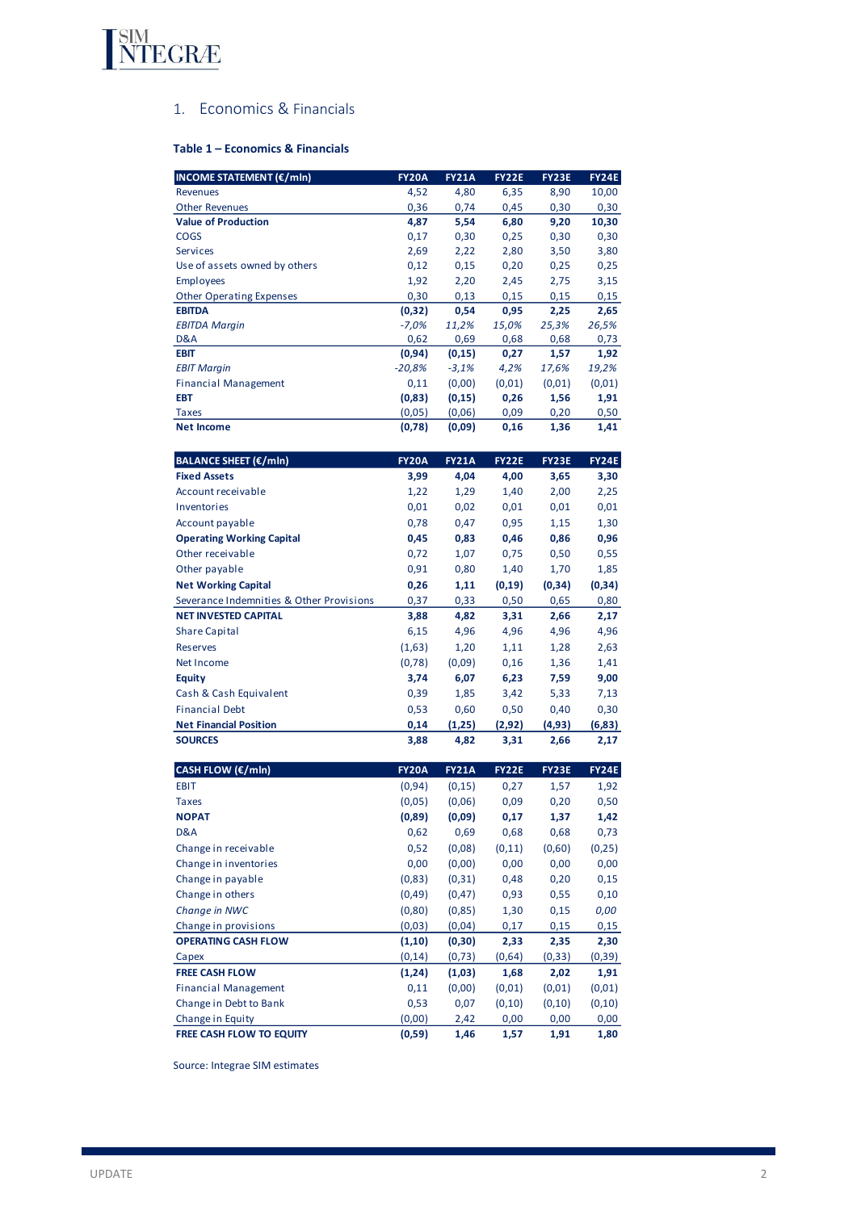## 1. Economics & Financials

**Table 1 – Economics & Financials**

| INCOME STATEMENT (€/mln) | FY20A | FY21A | FY22E | FY23E | FY24E |
|---|---|---|---|---|---|
| Revenues | 4,52 | 4,80 | 6,35 | 8,90 | 10,00 |
| Other Revenues | 0,36 | 0,74 | 0,45 | 0,30 | 0,30 |
| **Value of Production** | **4,87** | **5,54** | **6,80** | **9,20** | **10,30** |
| COGS | 0,17 | 0,30 | 0,25 | 0,30 | 0,30 |
| Services | 2,69 | 2,22 | 2,80 | 3,50 | 3,80 |
| Use of assets owned by others | 0,12 | 0,15 | 0,20 | 0,25 | 0,25 |
| Employees | 1,92 | 2,20 | 2,45 | 2,75 | 3,15 |
| Other Operating Expenses | 0,30 | 0,13 | 0,15 | 0,15 | 0,15 |
| **EBITDA** | **(0,32)** | **0,54** | **0,95** | **2,25** | **2,65** |
| *EBITDA Margin* | *-7,0%* | *11,2%* | *15,0%* | *25,3%* | *26,5%* |
| D&A | 0,62 | 0,69 | 0,68 | 0,68 | 0,73 |
| **EBIT** | **(0,94)** | **(0,15)** | **0,27** | **1,57** | **1,92** |
| *EBIT Margin* | *-20,8%* | *-3,1%* | *4,2%* | *17,6%* | *19,2%* |
| Financial Management | 0,11 | (0,00) | (0,01) | (0,01) | (0,01) |
| **EBT** | **(0,83)** | **(0,15)** | **0,26** | **1,56** | **1,91** |
| Taxes | (0,05) | (0,06) | 0,09 | 0,20 | 0,50 |
| **Net Income** | **(0,78)** | **(0,09)** | **0,16** | **1,36** | **1,41** |

| BALANCE SHEET (€/mln) | FY20A | FY21A | FY22E | FY23E | FY24E |
|---|---|---|---|---|---|
| **Fixed Assets** | **3,99** | **4,04** | **4,00** | **3,65** | **3,30** |
| Account receivable | 1,22 | 1,29 | 1,40 | 2,00 | 2,25 |
| Inventories | 0,01 | 0,02 | 0,01 | 0,01 | 0,01 |
| Account payable | 0,78 | 0,47 | 0,95 | 1,15 | 1,30 |
| **Operating Working Capital** | **0,45** | **0,83** | **0,46** | **0,86** | **0,96** |
| Other receivable | 0,72 | 1,07 | 0,75 | 0,50 | 0,55 |
| Other payable | 0,91 | 0,80 | 1,40 | 1,70 | 1,85 |
| **Net Working Capital** | **0,26** | **1,11** | **(0,19)** | **(0,34)** | **(0,34)** |
| Severance Indemnities & Other Provisions | 0,37 | 0,33 | 0,50 | 0,65 | 0,80 |
| **NET INVESTED CAPITAL** | **3,88** | **4,82** | **3,31** | **2,66** | **2,17** |
| Share Capital | 6,15 | 4,96 | 4,96 | 4,96 | 4,96 |
| Reserves | (1,63) | 1,20 | 1,11 | 1,28 | 2,63 |
| Net Income | (0,78) | (0,09) | 0,16 | 1,36 | 1,41 |
| **Equity** | **3,74** | **6,07** | **6,23** | **7,59** | **9,00** |
| Cash & Cash Equivalent | 0,39 | 1,85 | 3,42 | 5,33 | 7,13 |
| Financial Debt | 0,53 | 0,60 | 0,50 | 0,40 | 0,30 |
| **Net Financial Position** | **0,14** | **(1,25)** | **(2,92)** | **(4,93)** | **(6,83)** |
| **SOURCES** | **3,88** | **4,82** | **3,31** | **2,66** | **2,17** |

| CASH FLOW (€/mln) | FY20A | FY21A | FY22E | FY23E | FY24E |
|---|---|---|---|---|---|
| EBIT | (0,94) | (0,15) | 0,27 | 1,57 | 1,92 |
| Taxes | (0,05) | (0,06) | 0,09 | 0,20 | 0,50 |
| **NOPAT** | **(0,89)** | **(0,09)** | **0,17** | **1,37** | **1,42** |
| D&A | 0,62 | 0,69 | 0,68 | 0,68 | 0,73 |
| Change in receivable | 0,52 | (0,08) | (0,11) | (0,60) | (0,25) |
| Change in inventories | 0,00 | (0,00) | 0,00 | 0,00 | 0,00 |
| Change in payable | (0,83) | (0,31) | 0,48 | 0,20 | 0,15 |
| Change in others | (0,49) | (0,47) | 0,93 | 0,55 | 0,10 |
| *Change in NWC* | *(0,80)* | *(0,85)* | *1,30* | *0,15* | *0,00* |
| Change in provisions | (0,03) | (0,04) | 0,17 | 0,15 | 0,15 |
| **OPERATING CASH FLOW** | **(1,10)** | **(0,30)** | **2,33** | **2,35** | **2,30** |
| Capex | (0,14) | (0,73) | (0,64) | (0,33) | (0,39) |
| **FREE CASH FLOW** | **(1,24)** | **(1,03)** | **1,68** | **2,02** | **1,91** |
| Financial Management | 0,11 | (0,00) | (0,01) | (0,01) | (0,01) |
| Change in Debt to Bank | 0,53 | 0,07 | (0,10) | (0,10) | (0,10) |
| Change in Equity | (0,00) | 2,42 | 0,00 | 0,00 | 0,00 |
| **FREE CASH FLOW TO EQUITY** | **(0,59)** | **1,46** | **1,57** | **1,91** | **1,80** |

Source: Integrae SIM estimates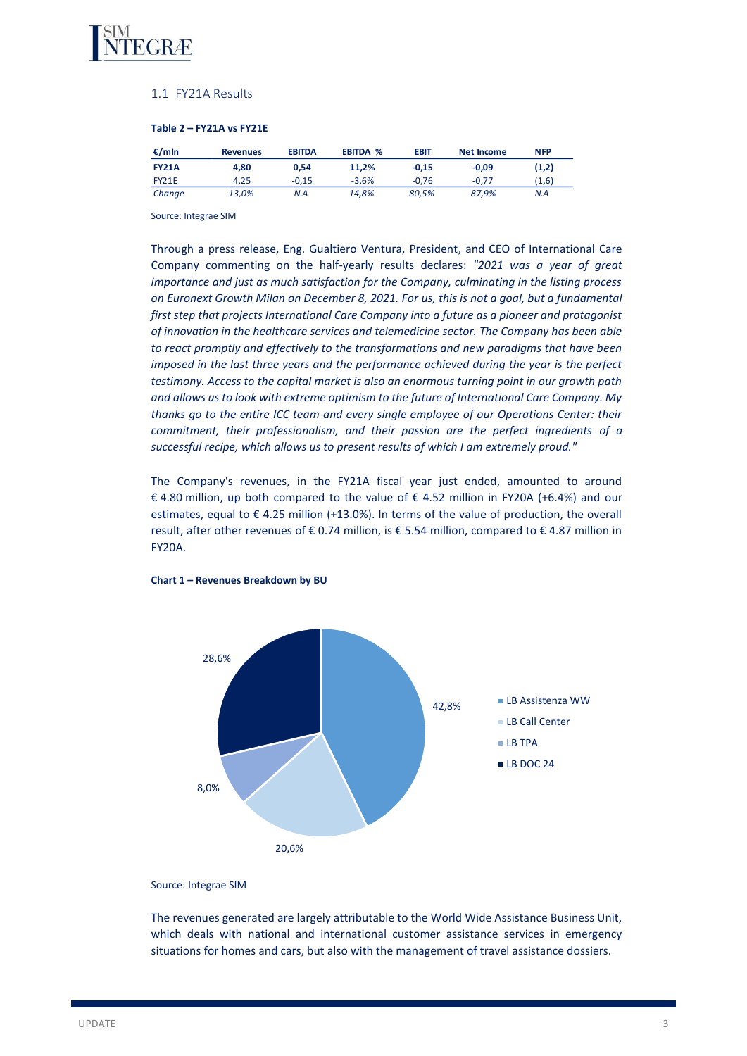## 1.1 FY21A Results

**Table 2 – FY21A vs FY21E**

| €/mln | Revenues | EBITDA | EBITDA % | EBIT | Net Income | NFP |
|---|---|---|---|---|---|---|
| **FY21A** | **4,80** | **0,54** | **11,2%** | **-0,15** | **-0,09** | **(1,2)** |
| FY21E | 4,25 | -0,15 | -3,6% | -0,76 | -0,77 | (1,6) |
| *Change* | *13,0%* | *N.A* | *14,8%* | *80,5%* | *-87,9%* | *N.A* |

Source: Integrae SIM

Through a press release, Eng. Gualtiero Ventura, President, and CEO of International Care Company commenting on the half-yearly results declares: *"2021 was a year of great importance and just as much satisfaction for the Company, culminating in the listing process on Euronext Growth Milan on December 8, 2021. For us, this is not a goal, but a fundamental first step that projects International Care Company into a future as a pioneer and protagonist of innovation in the healthcare services and telemedicine sector. The Company has been able to react promptly and effectively to the transformations and new paradigms that have been imposed in the last three years and the performance achieved during the year is the perfect testimony. Access to the capital market is also an enormous turning point in our growth path and allows us to look with extreme optimism to the future of International Care Company. My thanks go to the entire ICC team and every single employee of our Operations Center: their commitment, their professionalism, and their passion are the perfect ingredients of a successful recipe, which allows us to present results of which I am extremely proud."*

The Company's revenues, in the FY21A fiscal year just ended, amounted to around € 4.80 million, up both compared to the value of € 4.52 million in FY20A (+6.4%) and our estimates, equal to € 4.25 million (+13.0%). In terms of the value of production, the overall result, after other revenues of € 0.74 million, is € 5.54 million, compared to € 4.87 million in FY20A.

**Chart 1 – Revenues Breakdown by BU**

| Business Unit | Share |
|---|---|
| LB Assistenza WW | 42,8% |
| LB Call Center | 20,6% |
| LB TPA | 8,0% |
| LB DOC 24 | 28,6% |

Source: Integrae SIM

The revenues generated are largely attributable to the World Wide Assistance Business Unit, which deals with national and international customer assistance services in emergency situations for homes and cars, but also with the management of travel assistance dossiers.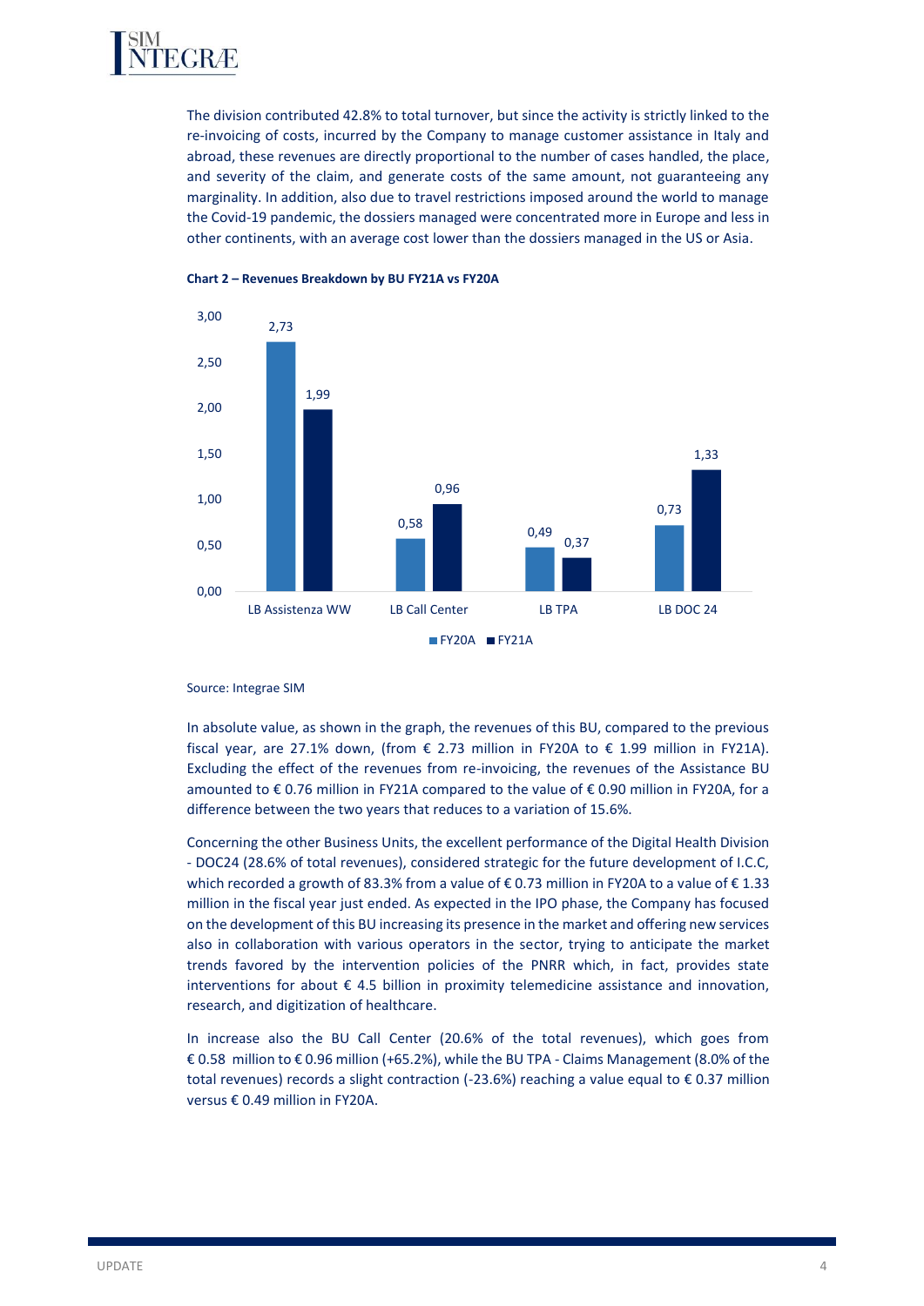The division contributed 42.8% to total turnover, but since the activity is strictly linked to the re-invoicing of costs, incurred by the Company to manage customer assistance in Italy and abroad, these revenues are directly proportional to the number of cases handled, the place, and severity of the claim, and generate costs of the same amount, not guaranteeing any marginality. In addition, also due to travel restrictions imposed around the world to manage the Covid-19 pandemic, the dossiers managed were concentrated more in Europe and less in other continents, with an average cost lower than the dossiers managed in the US or Asia.

**Chart 2 – Revenues Breakdown by BU FY21A vs FY20A**

| | FY20A | FY21A |
|---|---|---|
| LB Assistenza WW | 2,73 | 1,99 |
| LB Call Center | 0,58 | 0,96 |
| LB TPA | 0,49 | 0,37 |
| LB DOC 24 | 0,73 | 1,33 |

Source: Integrae SIM

In absolute value, as shown in the graph, the revenues of this BU, compared to the previous fiscal year, are 27.1% down, (from € 2.73 million in FY20A to € 1.99 million in FY21A). Excluding the effect of the revenues from re-invoicing, the revenues of the Assistance BU amounted to € 0.76 million in FY21A compared to the value of € 0.90 million in FY20A, for a difference between the two years that reduces to a variation of 15.6%.

Concerning the other Business Units, the excellent performance of the Digital Health Division - DOC24 (28.6% of total revenues), considered strategic for the future development of I.C.C, which recorded a growth of 83.3% from a value of € 0.73 million in FY20A to a value of € 1.33 million in the fiscal year just ended. As expected in the IPO phase, the Company has focused on the development of this BU increasing its presence in the market and offering new services also in collaboration with various operators in the sector, trying to anticipate the market trends favored by the intervention policies of the PNRR which, in fact, provides state interventions for about € 4.5 billion in proximity telemedicine assistance and innovation, research, and digitization of healthcare.

In increase also the BU Call Center (20.6% of the total revenues), which goes from € 0.58 million to € 0.96 million (+65.2%), while the BU TPA - Claims Management (8.0% of the total revenues) records a slight contraction (-23.6%) reaching a value equal to € 0.37 million versus € 0.49 million in FY20A.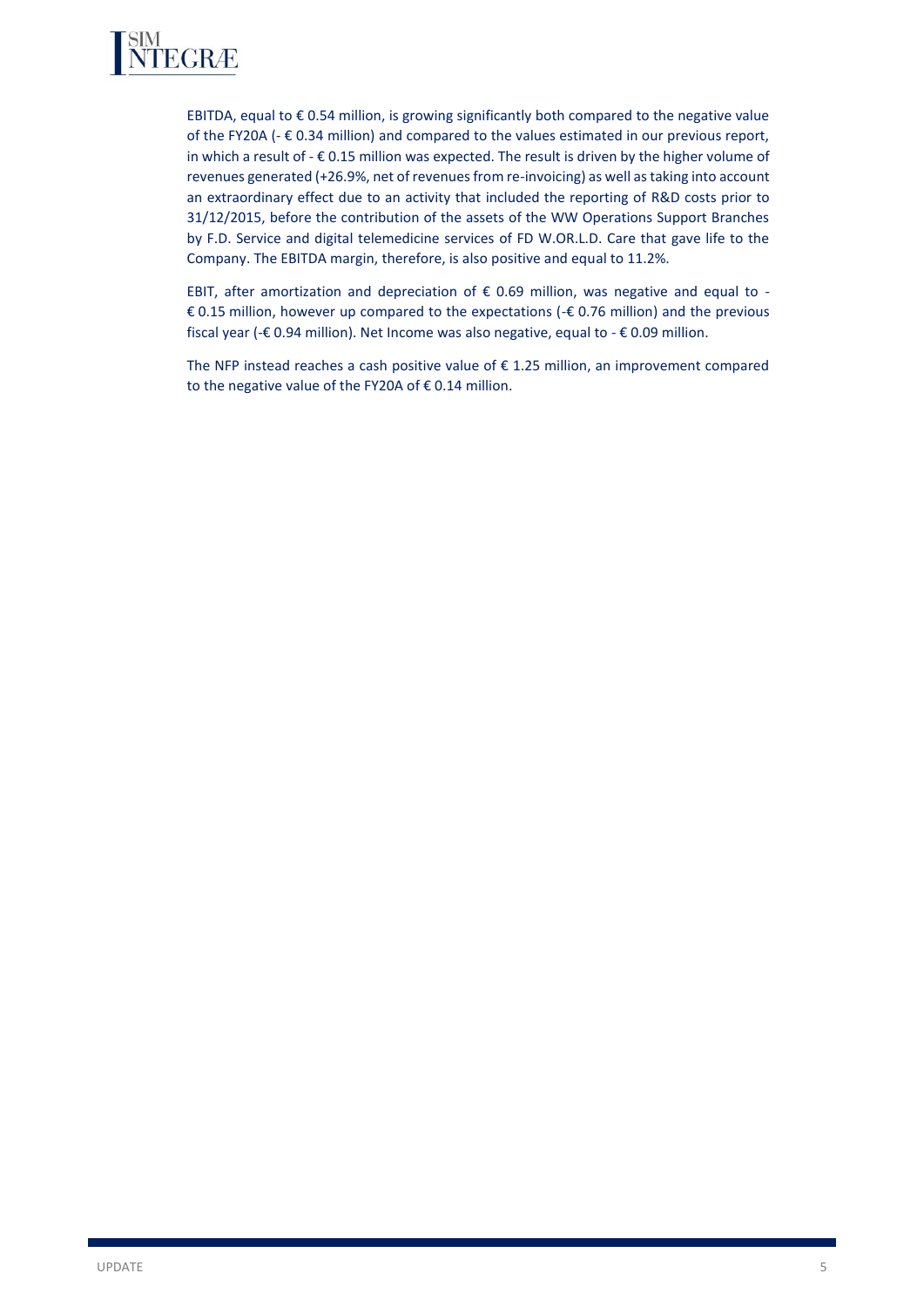EBITDA, equal to € 0.54 million, is growing significantly both compared to the negative value of the FY20A (- € 0.34 million) and compared to the values estimated in our previous report, in which a result of - € 0.15 million was expected. The result is driven by the higher volume of revenues generated (+26.9%, net of revenues from re-invoicing) as well as taking into account an extraordinary effect due to an activity that included the reporting of R&D costs prior to 31/12/2015, before the contribution of the assets of the WW Operations Support Branches by F.D. Service and digital telemedicine services of FD W.OR.L.D. Care that gave life to the Company. The EBITDA margin, therefore, is also positive and equal to 11.2%.

EBIT, after amortization and depreciation of € 0.69 million, was negative and equal to - € 0.15 million, however up compared to the expectations (-€ 0.76 million) and the previous fiscal year (-€ 0.94 million). Net Income was also negative, equal to - € 0.09 million.

The NFP instead reaches a cash positive value of € 1.25 million, an improvement compared to the negative value of the FY20A of € 0.14 million.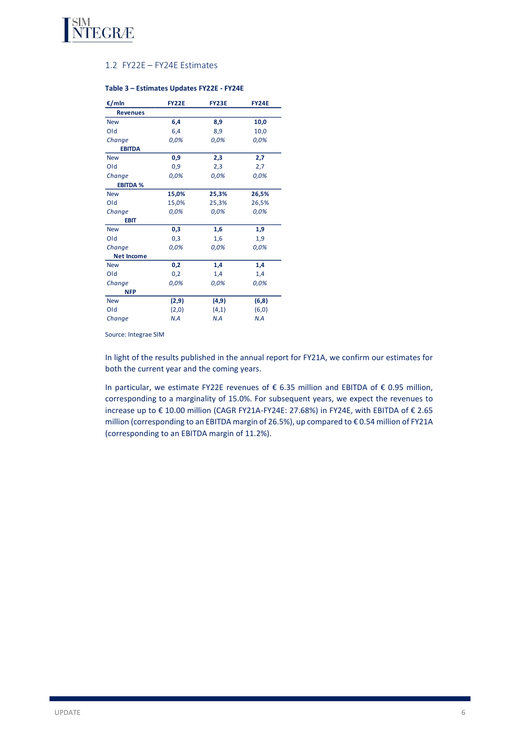## 1.2 FY22E – FY24E Estimates

**Table 3 – Estimates Updates FY22E - FY24E**

| €/mln | FY22E | FY23E | FY24E |
|---|---|---|---|
| **Revenues** | | | |
| New | **6,4** | **8,9** | **10,0** |
| Old | 6,4 | 8,9 | 10,0 |
| *Change* | *0,0%* | *0,0%* | *0,0%* |
| **EBITDA** | | | |
| New | **0,9** | **2,3** | **2,7** |
| Old | 0,9 | 2,3 | 2,7 |
| *Change* | *0,0%* | *0,0%* | *0,0%* |
| **EBITDA %** | | | |
| New | **15,0%** | **25,3%** | **26,5%** |
| Old | 15,0% | 25,3% | 26,5% |
| *Change* | *0,0%* | *0,0%* | *0,0%* |
| **EBIT** | | | |
| New | **0,3** | **1,6** | **1,9** |
| Old | 0,3 | 1,6 | 1,9 |
| *Change* | *0,0%* | *0,0%* | *0,0%* |
| **Net Income** | | | |
| New | **0,2** | **1,4** | **1,4** |
| Old | 0,2 | 1,4 | 1,4 |
| *Change* | *0,0%* | *0,0%* | *0,0%* |
| **NFP** | | | |
| New | **(2,9)** | **(4,9)** | **(6,8)** |
| Old | (2,0) | (4,1) | (6,0) |
| *Change* | *N.A* | *N.A* | *N.A* |

Source: Integrae SIM

In light of the results published in the annual report for FY21A, we confirm our estimates for both the current year and the coming years.

In particular, we estimate FY22E revenues of € 6.35 million and EBITDA of € 0.95 million, corresponding to a marginality of 15.0%. For subsequent years, we expect the revenues to increase up to € 10.00 million (CAGR FY21A-FY24E: 27.68%) in FY24E, with EBITDA of € 2.65 million (corresponding to an EBITDA margin of 26.5%), up compared to € 0.54 million of FY21A (corresponding to an EBITDA margin of 11.2%).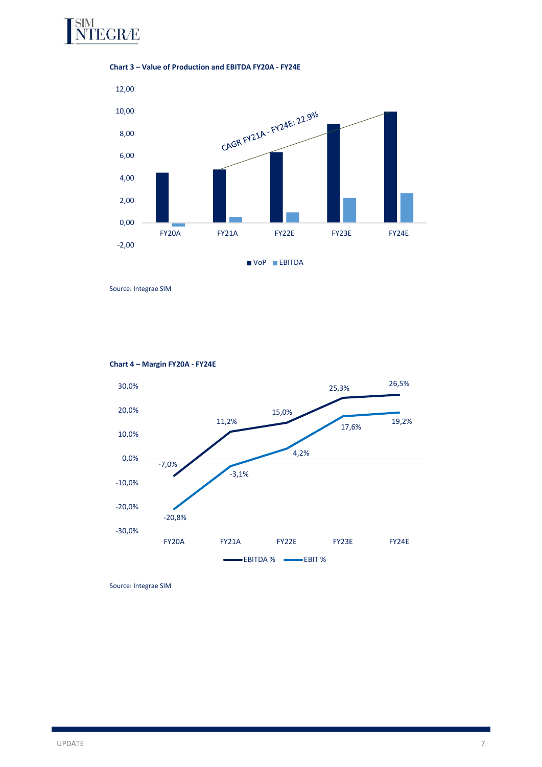**Chart 3 – Value of Production and EBITDA FY20A - FY24E**

Source: Integrae SIM

**Chart 4 – Margin FY20A - FY24E**

Source: Integrae SIM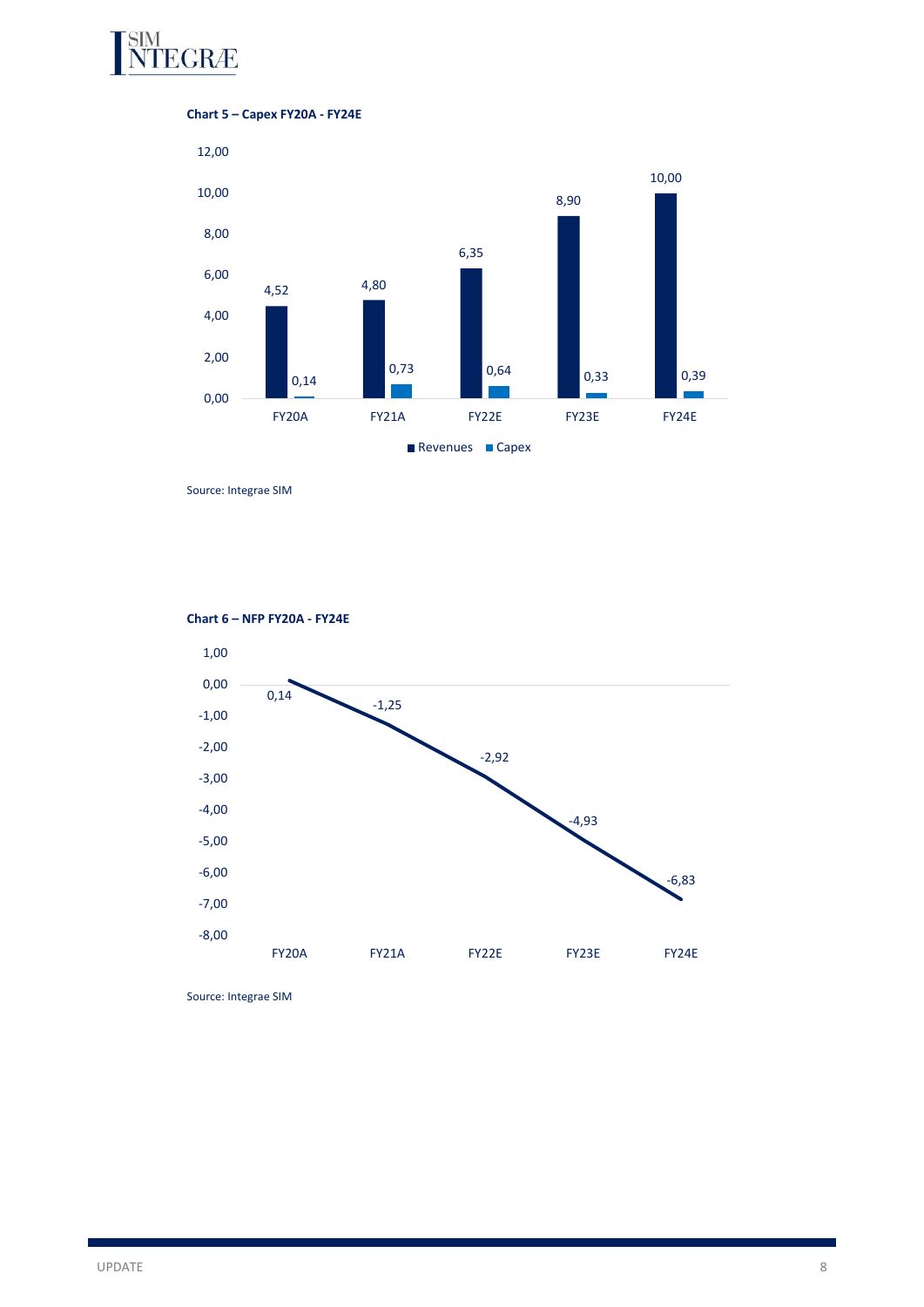**Chart 5 – Capex FY20A - FY24E**

| | FY20A | FY21A | FY22E | FY23E | FY24E |
|---|---|---|---|---|---|
| Revenues | 4,52 | 4,80 | 6,35 | 8,90 | 10,00 |
| Capex | 0,14 | 0,73 | 0,64 | 0,33 | 0,39 |

Source: Integrae SIM

**Chart 6 – NFP FY20A - FY24E**

| | FY20A | FY21A | FY22E | FY23E | FY24E |
|---|---|---|---|---|---|
| NFP | 0,14 | -1,25 | -2,92 | -4,93 | -6,83 |

Source: Integrae SIM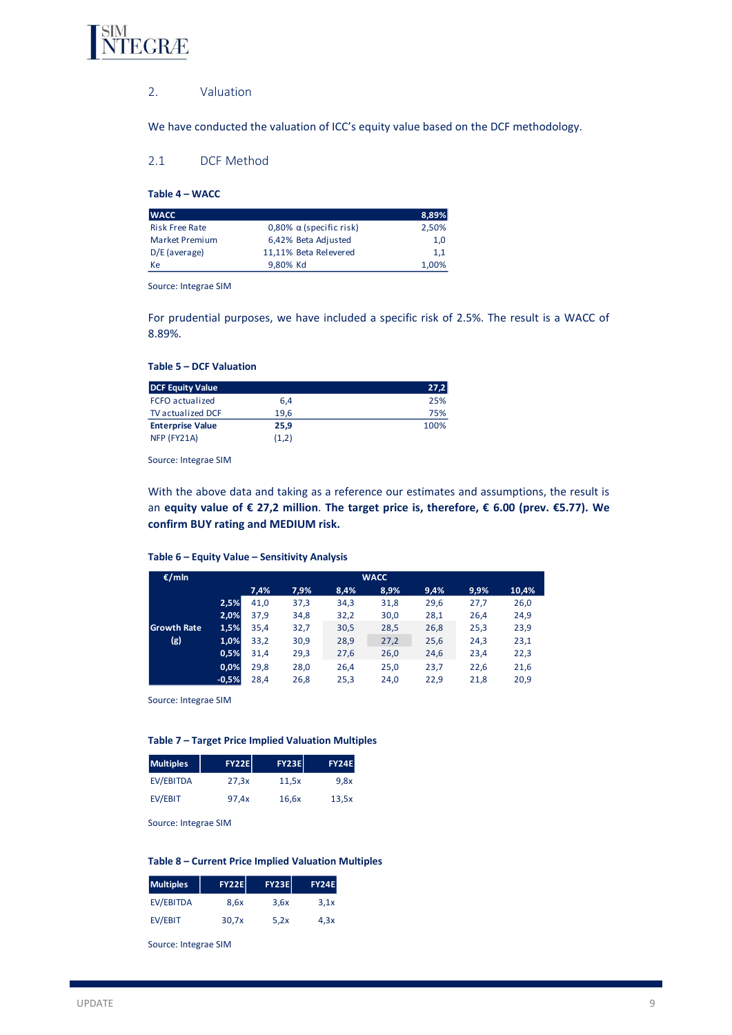## 2. Valuation

We have conducted the valuation of ICC's equity value based on the DCF methodology.

### 2.1 DCF Method

**Table 4 – WACC**

| WACC | | | 8,89% |
|---|---|---|---|
| Risk Free Rate | 0,80% | α (specific risk) | 2,50% |
| Market Premium | 6,42% | Beta Adjusted | 1,0 |
| D/E (average) | 11,11% | Beta Relevered | 1,1 |
| Ke | 9,80% | Kd | 1,00% |

Source: Integrae SIM

For prudential purposes, we have included a specific risk of 2.5%. The result is a WACC of 8.89%.

**Table 5 – DCF Valuation**

| DCF Equity Value | | 27,2 |
|---|---|---|
| FCFO actualized | 6,4 | 25% |
| TV actualized DCF | 19,6 | 75% |
| **Enterprise Value** | **25,9** | 100% |
| NFP (FY21A) | (1,2) | |

Source: Integrae SIM

With the above data and taking as a reference our estimates and assumptions, the result is an **equity value of € 27,2 million**. **The target price is, therefore, € 6.00 (prev. €5.77). We confirm BUY rating and MEDIUM risk.**

**Table 6 – Equity Value – Sensitivity Analysis**

| €/mln | | WACC | | | | | | |
|---|---|---|---|---|---|---|---|---|
| | | 7,4% | 7,9% | 8,4% | 8,9% | 9,4% | 9,9% | 10,4% |
| Growth Rate (g) | 2,5% | 41,0 | 37,3 | 34,3 | 31,8 | 29,6 | 27,7 | 26,0 |
| | 2,0% | 37,9 | 34,8 | 32,2 | 30,0 | 28,1 | 26,4 | 24,9 |
| | 1,5% | 35,4 | 32,7 | 30,5 | 28,5 | 26,8 | 25,3 | 23,9 |
| | 1,0% | 33,2 | 30,9 | 28,9 | 27,2 | 25,6 | 24,3 | 23,1 |
| | 0,5% | 31,4 | 29,3 | 27,6 | 26,0 | 24,6 | 23,4 | 22,3 |
| | 0,0% | 29,8 | 28,0 | 26,4 | 25,0 | 23,7 | 22,6 | 21,6 |
| | -0,5% | 28,4 | 26,8 | 25,3 | 24,0 | 22,9 | 21,8 | 20,9 |

Source: Integrae SIM

**Table 7 – Target Price Implied Valuation Multiples**

| Multiples | FY22E | FY23E | FY24E |
|---|---|---|---|
| EV/EBITDA | 27,3x | 11,5x | 9,8x |
| EV/EBIT | 97,4x | 16,6x | 13,5x |

Source: Integrae SIM

**Table 8 – Current Price Implied Valuation Multiples**

| Multiples | FY22E | FY23E | FY24E |
|---|---|---|---|
| EV/EBITDA | 8,6x | 3,6x | 3,1x |
| EV/EBIT | 30,7x | 5,2x | 4,3x |

Source: Integrae SIM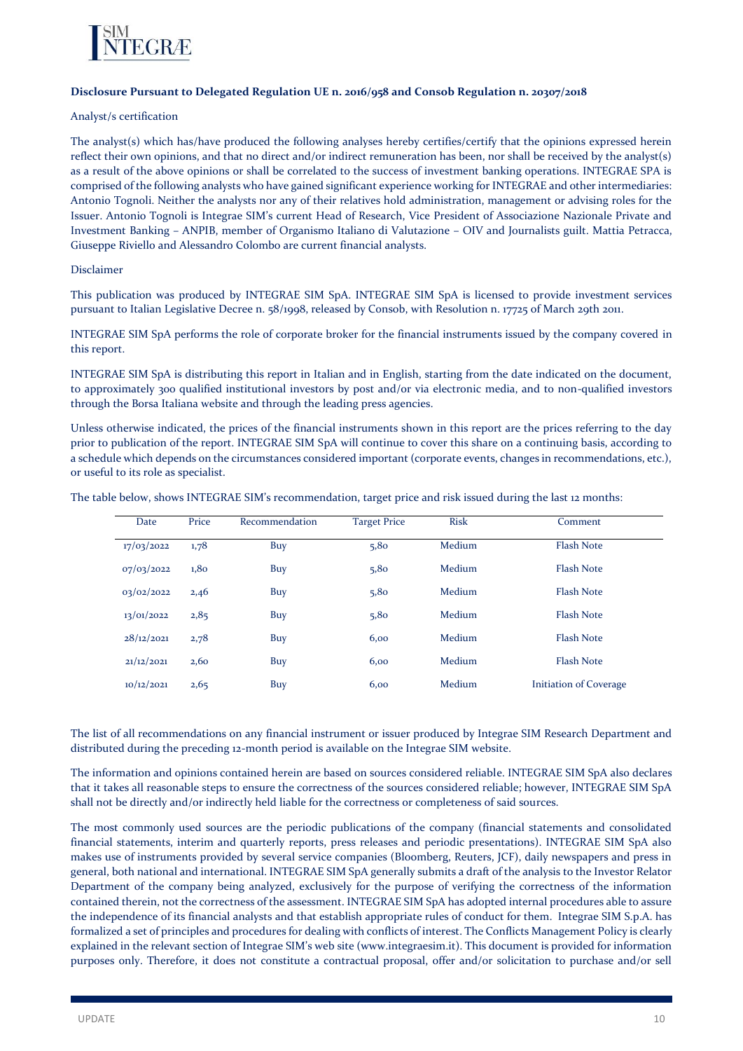**Disclosure Pursuant to Delegated Regulation UE n. 2016/958 and Consob Regulation n. 20307/2018**

Analyst/s certification

The analyst(s) which has/have produced the following analyses hereby certifies/certify that the opinions expressed herein reflect their own opinions, and that no direct and/or indirect remuneration has been, nor shall be received by the analyst(s) as a result of the above opinions or shall be correlated to the success of investment banking operations. INTEGRAE SPA is comprised of the following analysts who have gained significant experience working for INTEGRAE and other intermediaries: Antonio Tognoli. Neither the analysts nor any of their relatives hold administration, management or advising roles for the Issuer. Antonio Tognoli is Integrae SIM's current Head of Research, Vice President of Associazione Nazionale Private and Investment Banking – ANPIB, member of Organismo Italiano di Valutazione – OIV and Journalists guilt. Mattia Petracca, Giuseppe Riviello and Alessandro Colombo are current financial analysts.

Disclaimer

This publication was produced by INTEGRAE SIM SpA. INTEGRAE SIM SpA is licensed to provide investment services pursuant to Italian Legislative Decree n. 58/1998, released by Consob, with Resolution n. 17725 of March 29th 2011.

INTEGRAE SIM SpA performs the role of corporate broker for the financial instruments issued by the company covered in this report.

INTEGRAE SIM SpA is distributing this report in Italian and in English, starting from the date indicated on the document, to approximately 300 qualified institutional investors by post and/or via electronic media, and to non-qualified investors through the Borsa Italiana website and through the leading press agencies.

Unless otherwise indicated, the prices of the financial instruments shown in this report are the prices referring to the day prior to publication of the report. INTEGRAE SIM SpA will continue to cover this share on a continuing basis, according to a schedule which depends on the circumstances considered important (corporate events, changes in recommendations, etc.), or useful to its role as specialist.

The table below, shows INTEGRAE SIM's recommendation, target price and risk issued during the last 12 months:

| Date | Price | Recommendation | Target Price | Risk | Comment |
|---|---|---|---|---|---|
| 17/03/2022 | 1,78 | Buy | 5,80 | Medium | Flash Note |
| 07/03/2022 | 1,80 | Buy | 5,80 | Medium | Flash Note |
| 03/02/2022 | 2,46 | Buy | 5,80 | Medium | Flash Note |
| 13/01/2022 | 2,85 | Buy | 5,80 | Medium | Flash Note |
| 28/12/2021 | 2,78 | Buy | 6,00 | Medium | Flash Note |
| 21/12/2021 | 2,60 | Buy | 6,00 | Medium | Flash Note |
| 10/12/2021 | 2,65 | Buy | 6,00 | Medium | Initiation of Coverage |

The list of all recommendations on any financial instrument or issuer produced by Integrae SIM Research Department and distributed during the preceding 12-month period is available on the Integrae SIM website.

The information and opinions contained herein are based on sources considered reliable. INTEGRAE SIM SpA also declares that it takes all reasonable steps to ensure the correctness of the sources considered reliable; however, INTEGRAE SIM SpA shall not be directly and/or indirectly held liable for the correctness or completeness of said sources.

The most commonly used sources are the periodic publications of the company (financial statements and consolidated financial statements, interim and quarterly reports, press releases and periodic presentations). INTEGRAE SIM SpA also makes use of instruments provided by several service companies (Bloomberg, Reuters, JCF), daily newspapers and press in general, both national and international. INTEGRAE SIM SpA generally submits a draft of the analysis to the Investor Relator Department of the company being analyzed, exclusively for the purpose of verifying the correctness of the information contained therein, not the correctness of the assessment. INTEGRAE SIM SpA has adopted internal procedures able to assure the independence of its financial analysts and that establish appropriate rules of conduct for them. Integrae SIM S.p.A. has formalized a set of principles and procedures for dealing with conflicts of interest. The Conflicts Management Policy is clearly explained in the relevant section of Integrae SIM's web site (www.integraesim.it). This document is provided for information purposes only. Therefore, it does not constitute a contractual proposal, offer and/or solicitation to purchase and/or sell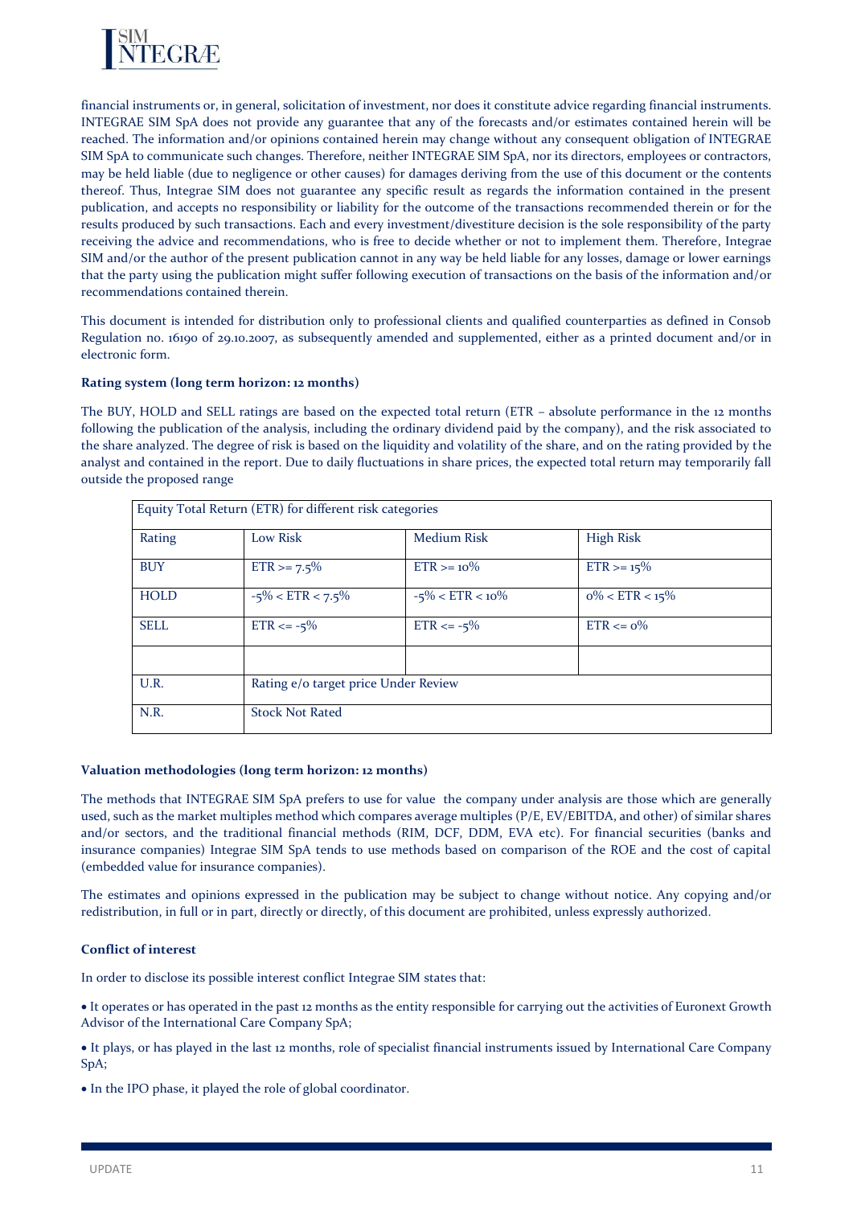financial instruments or, in general, solicitation of investment, nor does it constitute advice regarding financial instruments. INTEGRAE SIM SpA does not provide any guarantee that any of the forecasts and/or estimates contained herein will be reached. The information and/or opinions contained herein may change without any consequent obligation of INTEGRAE SIM SpA to communicate such changes. Therefore, neither INTEGRAE SIM SpA, nor its directors, employees or contractors, may be held liable (due to negligence or other causes) for damages deriving from the use of this document or the contents thereof. Thus, Integrae SIM does not guarantee any specific result as regards the information contained in the present publication, and accepts no responsibility or liability for the outcome of the transactions recommended therein or for the results produced by such transactions. Each and every investment/divestiture decision is the sole responsibility of the party receiving the advice and recommendations, who is free to decide whether or not to implement them. Therefore, Integrae SIM and/or the author of the present publication cannot in any way be held liable for any losses, damage or lower earnings that the party using the publication might suffer following execution of transactions on the basis of the information and/or recommendations contained therein.

This document is intended for distribution only to professional clients and qualified counterparties as defined in Consob Regulation no. 16190 of 29.10.2007, as subsequently amended and supplemented, either as a printed document and/or in electronic form.

**Rating system (long term horizon: 12 months)**

The BUY, HOLD and SELL ratings are based on the expected total return (ETR – absolute performance in the 12 months following the publication of the analysis, including the ordinary dividend paid by the company), and the risk associated to the share analyzed. The degree of risk is based on the liquidity and volatility of the share, and on the rating provided by the analyst and contained in the report. Due to daily fluctuations in share prices, the expected total return may temporarily fall outside the proposed range

| Equity Total Return (ETR) for different risk categories | | | |
|---|---|---|---|
| Rating | Low Risk | Medium Risk | High Risk |
| BUY | ETR >= 7.5% | ETR >= 10% | ETR >= 15% |
| HOLD | -5% < ETR < 7.5% | -5% < ETR < 10% | 0% < ETR < 15% |
| SELL | ETR <= -5% | ETR <= -5% | ETR <= 0% |
| | | | |
| U.R. | Rating e/o target price Under Review | | |
| N.R. | Stock Not Rated | | |

**Valuation methodologies (long term horizon: 12 months)**

The methods that INTEGRAE SIM SpA prefers to use for value the company under analysis are those which are generally used, such as the market multiples method which compares average multiples (P/E, EV/EBITDA, and other) of similar shares and/or sectors, and the traditional financial methods (RIM, DCF, DDM, EVA etc). For financial securities (banks and insurance companies) Integrae SIM SpA tends to use methods based on comparison of the ROE and the cost of capital (embedded value for insurance companies).

The estimates and opinions expressed in the publication may be subject to change without notice. Any copying and/or redistribution, in full or in part, directly or directly, of this document are prohibited, unless expressly authorized.

**Conflict of interest**

In order to disclose its possible interest conflict Integrae SIM states that:

- It operates or has operated in the past 12 months as the entity responsible for carrying out the activities of Euronext Growth Advisor of the International Care Company SpA;
- It plays, or has played in the last 12 months, role of specialist financial instruments issued by International Care Company SpA;
- In the IPO phase, it played the role of global coordinator.